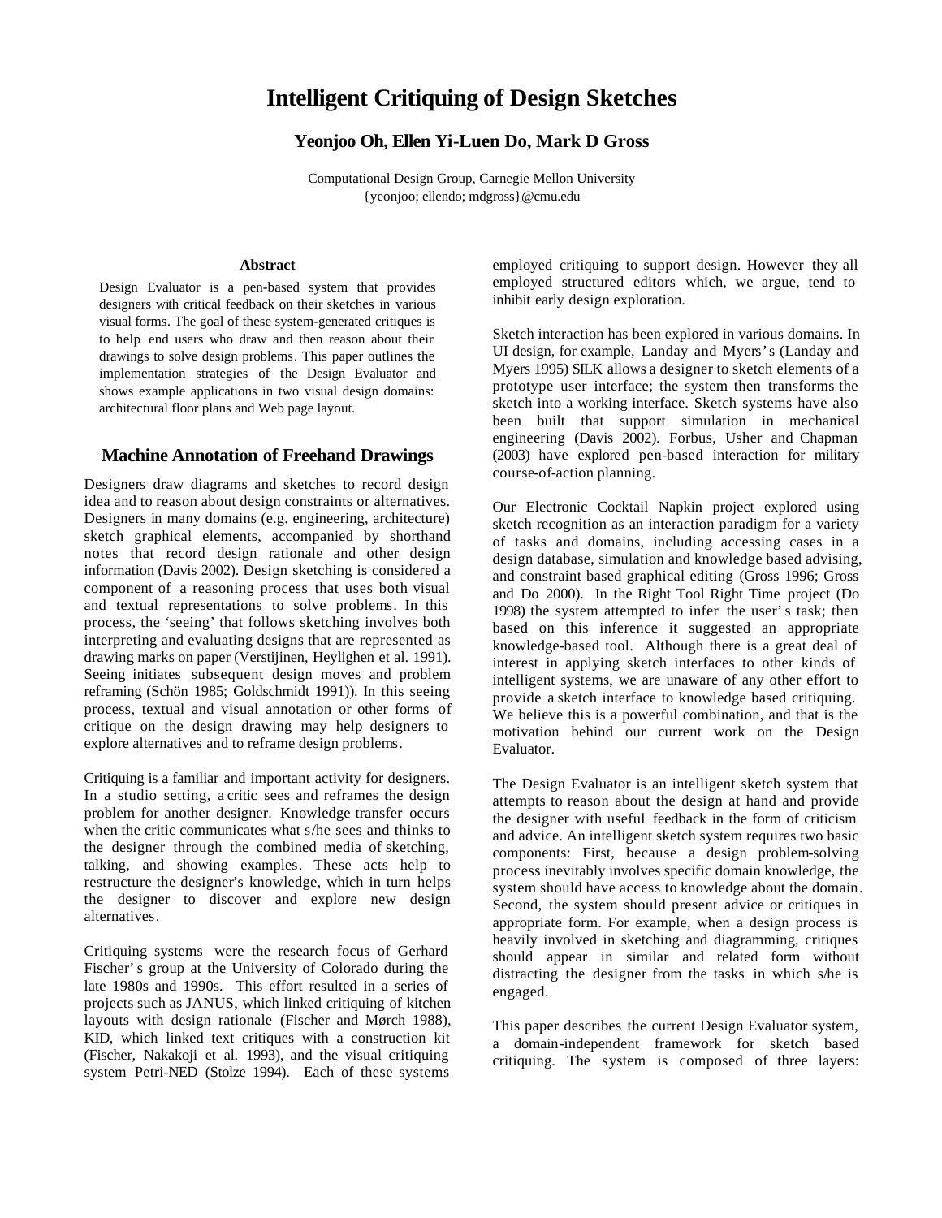# Intelligent Critiquing of Design Sketches

**Yeonjoo Oh, Ellen Yi-Luen Do, Mark D Gross**

Computational Design Group, Carnegie Mellon University
{yeonjoo; ellendo; mdgross}@cmu.edu

### Abstract

Design Evaluator is a pen-based system that provides designers with critical feedback on their sketches in various visual forms. The goal of these system-generated critiques is to help end users who draw and then reason about their drawings to solve design problems. This paper outlines the implementation strategies of the Design Evaluator and shows example applications in two visual design domains: architectural floor plans and Web page layout.

## Machine Annotation of Freehand Drawings

Designers draw diagrams and sketches to record design idea and to reason about design constraints or alternatives. Designers in many domains (e.g. engineering, architecture) sketch graphical elements, accompanied by shorthand notes that record design rationale and other design information (Davis 2002). Design sketching is considered a component of a reasoning process that uses both visual and textual representations to solve problems. In this process, the 'seeing' that follows sketching involves both interpreting and evaluating designs that are represented as drawing marks on paper (Verstijinen, Heylighen et al. 1991). Seeing initiates subsequent design moves and problem reframing (Schön 1985; Goldschmidt 1991)). In this seeing process, textual and visual annotation or other forms of critique on the design drawing may help designers to explore alternatives and to reframe design problems.

Critiquing is a familiar and important activity for designers. In a studio setting, a critic sees and reframes the design problem for another designer. Knowledge transfer occurs when the critic communicates what s/he sees and thinks to the designer through the combined media of sketching, talking, and showing examples. These acts help to restructure the designer's knowledge, which in turn helps the designer to discover and explore new design alternatives.

Critiquing systems were the research focus of Gerhard Fischer's group at the University of Colorado during the late 1980s and 1990s. This effort resulted in a series of projects such as JANUS, which linked critiquing of kitchen layouts with design rationale (Fischer and Mørch 1988), KID, which linked text critiques with a construction kit (Fischer, Nakakoji et al. 1993), and the visual critiquing system Petri-NED (Stolze 1994). Each of these systems employed critiquing to support design. However they all employed structured editors which, we argue, tend to inhibit early design exploration.

Sketch interaction has been explored in various domains. In UI design, for example, Landay and Myers's (Landay and Myers 1995) SILK allows a designer to sketch elements of a prototype user interface; the system then transforms the sketch into a working interface. Sketch systems have also been built that support simulation in mechanical engineering (Davis 2002). Forbus, Usher and Chapman (2003) have explored pen-based interaction for military course-of-action planning.

Our Electronic Cocktail Napkin project explored using sketch recognition as an interaction paradigm for a variety of tasks and domains, including accessing cases in a design database, simulation and knowledge based advising, and constraint based graphical editing (Gross 1996; Gross and Do 2000). In the Right Tool Right Time project (Do 1998) the system attempted to infer the user's task; then based on this inference it suggested an appropriate knowledge-based tool. Although there is a great deal of interest in applying sketch interfaces to other kinds of intelligent systems, we are unaware of any other effort to provide a sketch interface to knowledge based critiquing. We believe this is a powerful combination, and that is the motivation behind our current work on the Design Evaluator.

The Design Evaluator is an intelligent sketch system that attempts to reason about the design at hand and provide the designer with useful feedback in the form of criticism and advice. An intelligent sketch system requires two basic components: First, because a design problem-solving process inevitably involves specific domain knowledge, the system should have access to knowledge about the domain. Second, the system should present advice or critiques in appropriate form. For example, when a design process is heavily involved in sketching and diagramming, critiques should appear in similar and related form without distracting the designer from the tasks in which s/he is engaged.

This paper describes the current Design Evaluator system, a domain-independent framework for sketch based critiquing. The system is composed of three layers: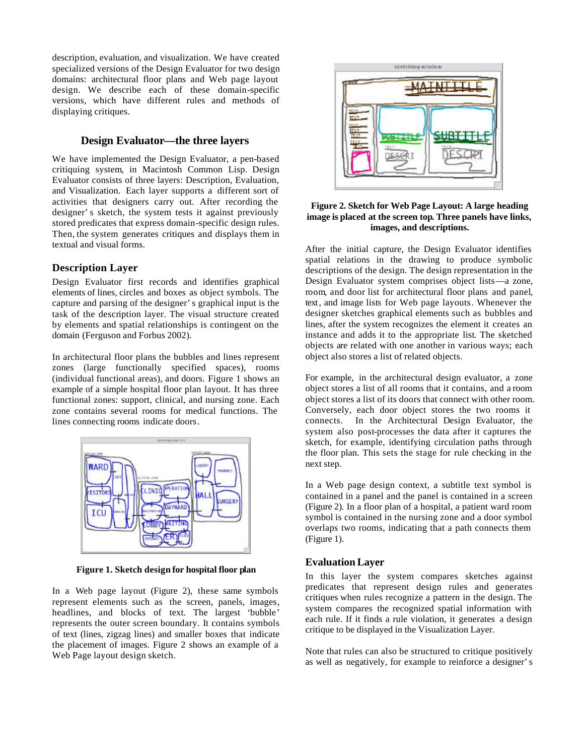description, evaluation, and visualization. We have created specialized versions of the Design Evaluator for two design domains: architectural floor plans and Web page layout design. We describe each of these domain-specific versions, which have different rules and methods of displaying critiques.

## Design Evaluator—the three layers

We have implemented the Design Evaluator, a pen-based critiquing system, in Macintosh Common Lisp. Design Evaluator consists of three layers: Description, Evaluation, and Visualization. Each layer supports a different sort of activities that designers carry out. After recording the designer's sketch, the system tests it against previously stored predicates that express domain-specific design rules. Then, the system generates critiques and displays them in textual and visual forms.

### Description Layer

Design Evaluator first records and identifies graphical elements of lines, circles and boxes as object symbols. The capture and parsing of the designer's graphical input is the task of the description layer. The visual structure created by elements and spatial relationships is contingent on the domain (Ferguson and Forbus 2002).

In architectural floor plans the bubbles and lines represent zones (large functionally specified spaces), rooms (individual functional areas), and doors. Figure 1 shows an example of a simple hospital floor plan layout. It has three functional zones: support, clinical, and nursing zone. Each zone contains several rooms for medical functions. The lines connecting rooms indicate doors.

**Figure 1. Sketch design for hospital floor plan**

In a Web page layout (Figure 2), these same symbols represent elements such as the screen, panels, images, headlines, and blocks of text. The largest 'bubble' represents the outer screen boundary. It contains symbols of text (lines, zigzag lines) and smaller boxes that indicate the placement of images. Figure 2 shows an example of a Web Page layout design sketch.

**Figure 2. Sketch for Web Page Layout: A large heading image is placed at the screen top. Three panels have links, images, and descriptions.**

After the initial capture, the Design Evaluator identifies spatial relations in the drawing to produce symbolic descriptions of the design. The design representation in the Design Evaluator system comprises object lists—a zone, room, and door list for architectural floor plans and panel, text, and image lists for Web page layouts. Whenever the designer sketches graphical elements such as bubbles and lines, after the system recognizes the element it creates an instance and adds it to the appropriate list. The sketched objects are related with one another in various ways; each object also stores a list of related objects.

For example, in the architectural design evaluator, a zone object stores a list of all rooms that it contains, and a room object stores a list of its doors that connect with other room. Conversely, each door object stores the two rooms it connects. In the Architectural Design Evaluator, the system also post-processes the data after it captures the sketch, for example, identifying circulation paths through the floor plan. This sets the stage for rule checking in the next step.

In a Web page design context, a subtitle text symbol is contained in a panel and the panel is contained in a screen (Figure 2). In a floor plan of a hospital, a patient ward room symbol is contained in the nursing zone and a door symbol overlaps two rooms, indicating that a path connects them (Figure 1).

### Evaluation Layer

In this layer the system compares sketches against predicates that represent design rules and generates critiques when rules recognize a pattern in the design. The system compares the recognized spatial information with each rule. If it finds a rule violation, it generates a design critique to be displayed in the Visualization Layer.

Note that rules can also be structured to critique positively as well as negatively, for example to reinforce a designer's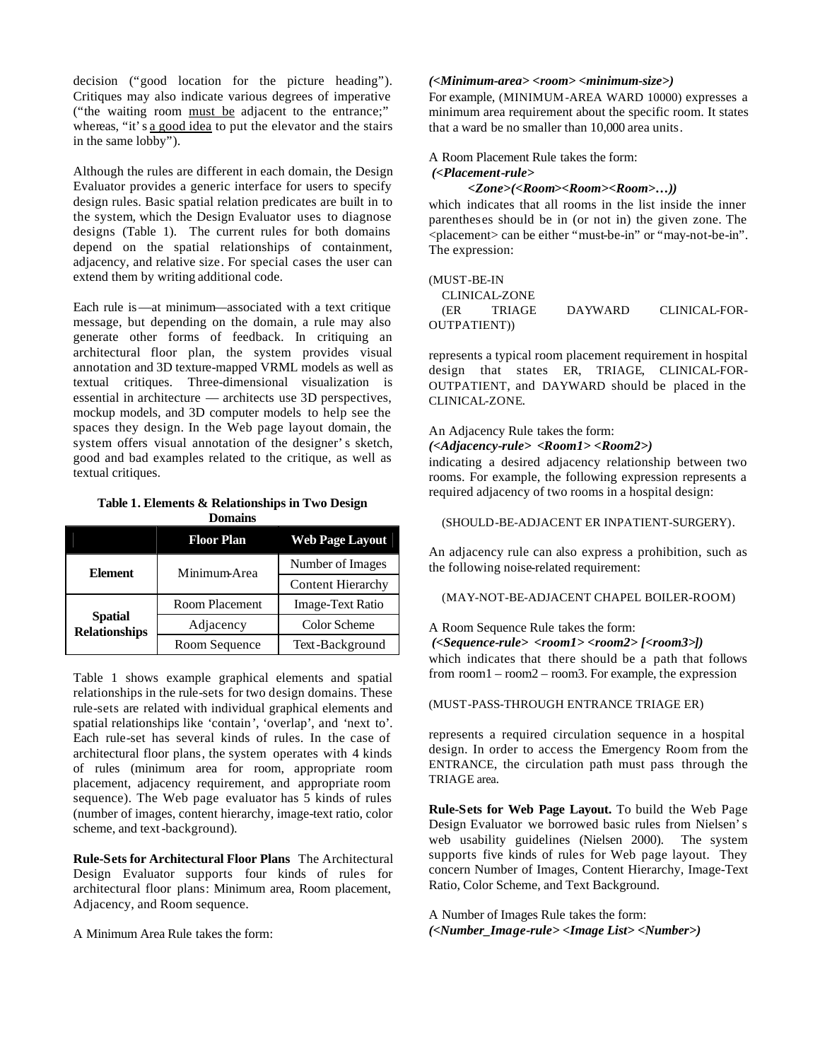decision ("good location for the picture heading"). Critiques may also indicate various degrees of imperative ("the waiting room must be adjacent to the entrance;" whereas, "it's a good idea to put the elevator and the stairs in the same lobby").

Although the rules are different in each domain, the Design Evaluator provides a generic interface for users to specify design rules. Basic spatial relation predicates are built in to the system, which the Design Evaluator uses to diagnose designs (Table 1). The current rules for both domains depend on the spatial relationships of containment, adjacency, and relative size. For special cases the user can extend them by writing additional code.

Each rule is—at minimum—associated with a text critique message, but depending on the domain, a rule may also generate other forms of feedback. In critiquing an architectural floor plan, the system provides visual annotation and 3D texture-mapped VRML models as well as textual critiques. Three-dimensional visualization is essential in architecture — architects use 3D perspectives, mockup models, and 3D computer models to help see the spaces they design. In the Web page layout domain, the system offers visual annotation of the designer's sketch, good and bad examples related to the critique, as well as textual critiques.

**Table 1. Elements & Relationships in Two Design Domains**

| | Floor Plan | Web Page Layout |
|---|---|---|
| **Element** | Minimum-Area | Number of Images |
| | | Content Hierarchy |
| **Spatial Relationships** | Room Placement | Image-Text Ratio |
| | Adjacency | Color Scheme |
| | Room Sequence | Text-Background |

Table 1 shows example graphical elements and spatial relationships in the rule-sets for two design domains. These rule-sets are related with individual graphical elements and spatial relationships like 'contain', 'overlap', and 'next to'. Each rule-set has several kinds of rules. In the case of architectural floor plans, the system operates with 4 kinds of rules (minimum area for room, appropriate room placement, adjacency requirement, and appropriate room sequence). The Web page evaluator has 5 kinds of rules (number of images, content hierarchy, image-text ratio, color scheme, and text-background).

**Rule-Sets for Architectural Floor Plans** The Architectural Design Evaluator supports four kinds of rules for architectural floor plans: Minimum area, Room placement, Adjacency, and Room sequence.

A Minimum Area Rule takes the form:

***(<Minimum-area> <room> <minimum-size>)***

For example, (MINIMUM-AREA WARD 10000) expresses a minimum area requirement about the specific room. It states that a ward be no smaller than 10,000 area units.

A Room Placement Rule takes the form:

***(<Placement-rule>***
***<Zone>(<Room><Room><Room>…))***

which indicates that all rooms in the list inside the inner parentheses should be in (or not in) the given zone. The <placement> can be either "must-be-in" or "may-not-be-in". The expression:

```
(MUST-BE-IN
  CLINICAL-ZONE
  (ER TRIAGE DAYWARD CLINICAL-FOR-OUTPATIENT))
```

represents a typical room placement requirement in hospital design that states ER, TRIAGE, CLINICAL-FOR-OUTPATIENT, and DAYWARD should be placed in the CLINICAL-ZONE.

An Adjacency Rule takes the form:

***(<Adjacency-rule> <Room1> <Room2>)***

indicating a desired adjacency relationship between two rooms. For example, the following expression represents a required adjacency of two rooms in a hospital design:

(SHOULD-BE-ADJACENT ER INPATIENT-SURGERY).

An adjacency rule can also express a prohibition, such as the following noise-related requirement:

(MAY-NOT-BE-ADJACENT CHAPEL BOILER-ROOM)

A Room Sequence Rule takes the form:

***(<Sequence-rule> <room1> <room2> [<room3>])***

which indicates that there should be a path that follows from room1 – room2 – room3. For example, the expression

(MUST-PASS-THROUGH ENTRANCE TRIAGE ER)

represents a required circulation sequence in a hospital design. In order to access the Emergency Room from the ENTRANCE, the circulation path must pass through the TRIAGE area.

**Rule-Sets for Web Page Layout.** To build the Web Page Design Evaluator we borrowed basic rules from Nielsen's web usability guidelines (Nielsen 2000). The system supports five kinds of rules for Web page layout. They concern Number of Images, Content Hierarchy, Image-Text Ratio, Color Scheme, and Text Background.

A Number of Images Rule takes the form:

***(<Number_Image-rule> <Image List> <Number>)***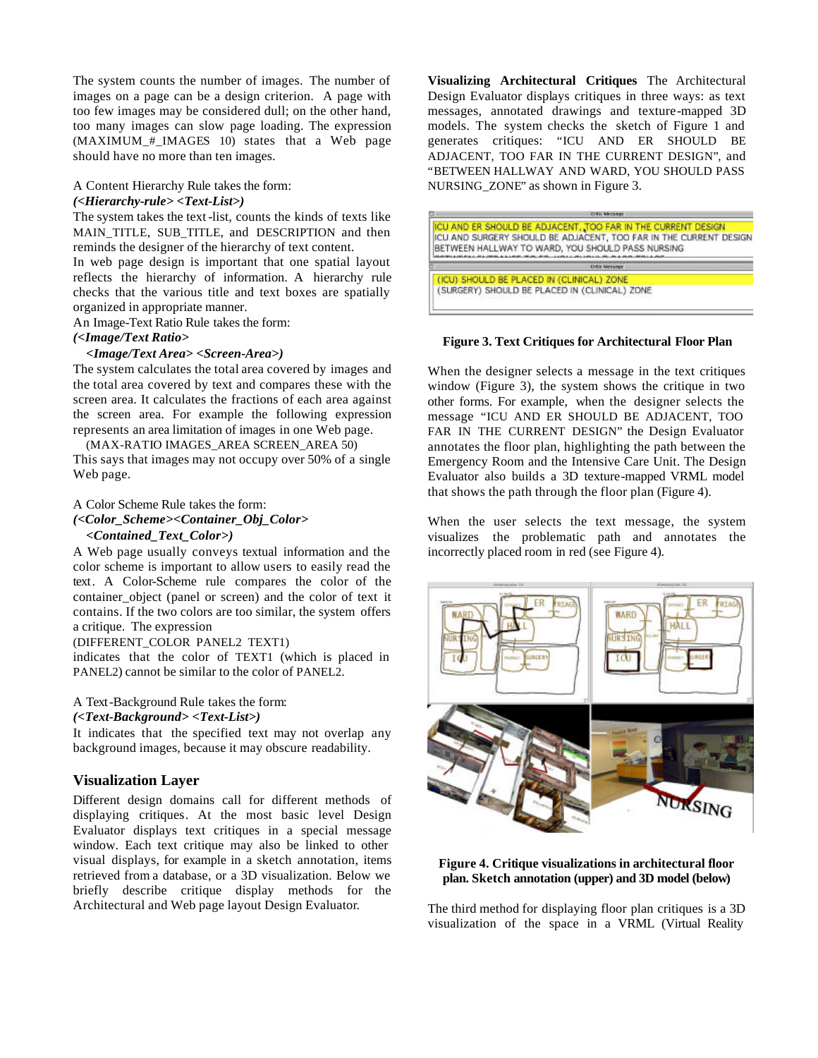The system counts the number of images. The number of images on a page can be a design criterion. A page with too few images may be considered dull; on the other hand, too many images can slow page loading. The expression (MAXIMUM_#_IMAGES 10) states that a Web page should have no more than ten images.

A Content Hierarchy Rule takes the form:

***(<Hierarchy-rule> <Text-List>)***

The system takes the text-list, counts the kinds of texts like MAIN_TITLE, SUB_TITLE, and DESCRIPTION and then reminds the designer of the hierarchy of text content.

In web page design is important that one spatial layout reflects the hierarchy of information. A hierarchy rule checks that the various title and text boxes are spatially organized in appropriate manner.

An Image-Text Ratio Rule takes the form:

***(<Image/Text Ratio> <Image/Text Area> <Screen-Area>)***

The system calculates the total area covered by images and the total area covered by text and compares these with the screen area. It calculates the fractions of each area against the screen area. For example the following expression represents an area limitation of images in one Web page.

(MAX-RATIO IMAGES_AREA SCREEN_AREA 50)

This says that images may not occupy over 50% of a single Web page.

A Color Scheme Rule takes the form:

***(<Color_Scheme><Container_Obj_Color> <Contained_Text_Color>)***

A Web page usually conveys textual information and the color scheme is important to allow users to easily read the text. A Color-Scheme rule compares the color of the container_object (panel or screen) and the color of text it contains. If the two colors are too similar, the system offers a critique. The expression

(DIFFERENT_COLOR PANEL2 TEXT1)

indicates that the color of TEXT1 (which is placed in PANEL2) cannot be similar to the color of PANEL2.

A Text-Background Rule takes the form:

***(<Text-Background> <Text-List>)***

It indicates that the specified text may not overlap any background images, because it may obscure readability.

## Visualization Layer

Different design domains call for different methods of displaying critiques. At the most basic level Design Evaluator displays text critiques in a special message window. Each text critique may also be linked to other visual displays, for example in a sketch annotation, items retrieved from a database, or a 3D visualization. Below we briefly describe critique display methods for the Architectural and Web page layout Design Evaluator.

**Visualizing Architectural Critiques** The Architectural Design Evaluator displays critiques in three ways: as text messages, annotated drawings and texture-mapped 3D models. The system checks the sketch of Figure 1 and generates critiques: "ICU AND ER SHOULD BE ADJACENT, TOO FAR IN THE CURRENT DESIGN", and "BETWEEN HALLWAY AND WARD, YOU SHOULD PASS NURSING_ZONE" as shown in Figure 3.

**Figure 3. Text Critiques for Architectural Floor Plan**

When the designer selects a message in the text critiques window (Figure 3), the system shows the critique in two other forms. For example, when the designer selects the message "ICU AND ER SHOULD BE ADJACENT, TOO FAR IN THE CURRENT DESIGN" the Design Evaluator annotates the floor plan, highlighting the path between the Emergency Room and the Intensive Care Unit. The Design Evaluator also builds a 3D texture-mapped VRML model that shows the path through the floor plan (Figure 4).

When the user selects the text message, the system visualizes the problematic path and annotates the incorrectly placed room in red (see Figure 4).

**Figure 4. Critique visualizations in architectural floor plan. Sketch annotation (upper) and 3D model (below)**

The third method for displaying floor plan critiques is a 3D visualization of the space in a VRML (Virtual Reality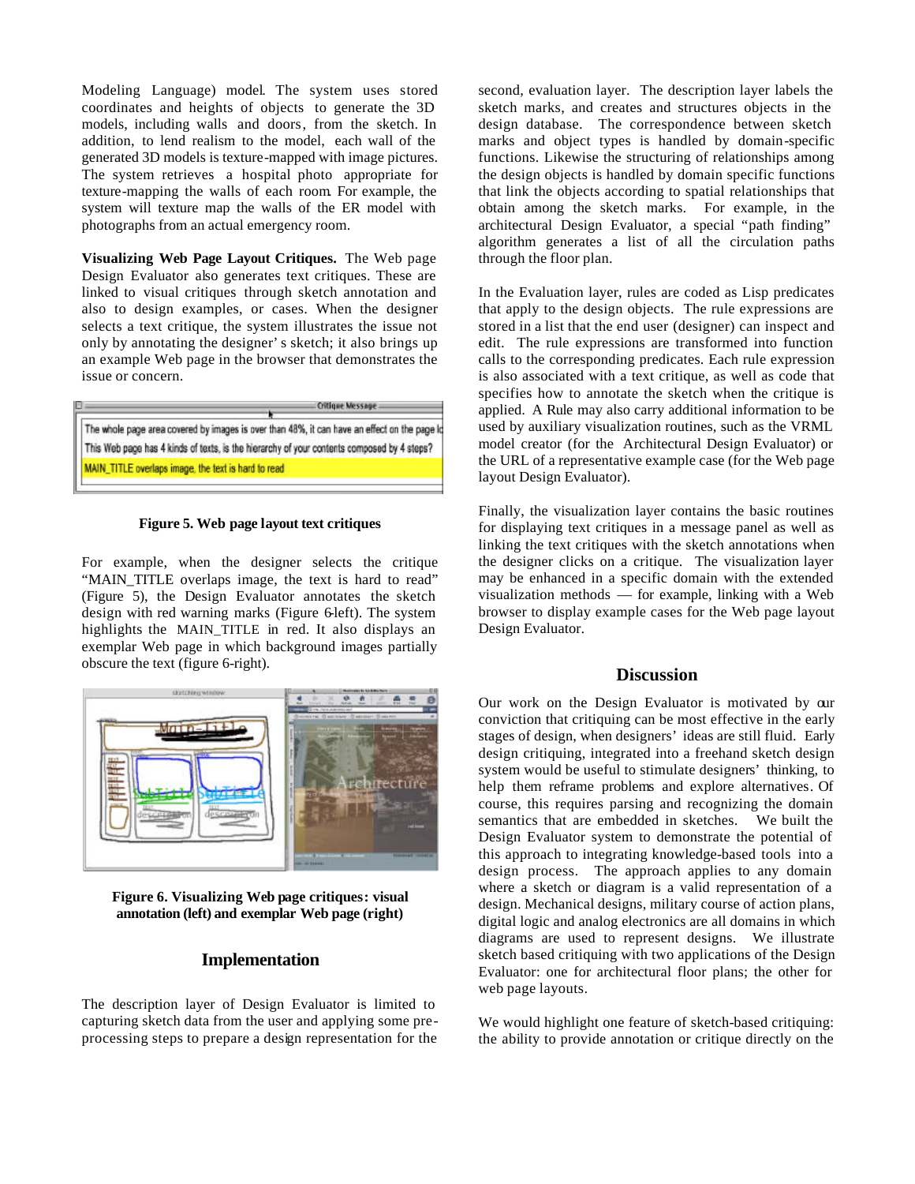Modeling Language) model. The system uses stored coordinates and heights of objects to generate the 3D models, including walls and doors, from the sketch. In addition, to lend realism to the model, each wall of the generated 3D models is texture-mapped with image pictures. The system retrieves a hospital photo appropriate for texture-mapping the walls of each room. For example, the system will texture map the walls of the ER model with photographs from an actual emergency room.

**Visualizing Web Page Layout Critiques.** The Web page Design Evaluator also generates text critiques. These are linked to visual critiques through sketch annotation and also to design examples, or cases. When the designer selects a text critique, the system illustrates the issue not only by annotating the designer's sketch; it also brings up an example Web page in the browser that demonstrates the issue or concern.

Critique Message

The whole page area covered by images is over than 48%, it can have an effect on the page lo
This Web page has 4 kinds of texts, is the hierarchy of your contents composed by 4 steps?
MAIN_TITLE overlaps image, the text is hard to read

**Figure 5. Web page layout text critiques**

For example, when the designer selects the critique "MAIN_TITLE overlaps image, the text is hard to read" (Figure 5), the Design Evaluator annotates the sketch design with red warning marks (Figure 6-left). The system highlights the MAIN_TITLE in red. It also displays an exemplar Web page in which background images partially obscure the text (figure 6-right).

**Figure 6. Visualizing Web page critiques: visual annotation (left) and exemplar Web page (right)**

## Implementation

The description layer of Design Evaluator is limited to capturing sketch data from the user and applying some pre-processing steps to prepare a design representation for the second, evaluation layer. The description layer labels the sketch marks, and creates and structures objects in the design database. The correspondence between sketch marks and object types is handled by domain-specific functions. Likewise the structuring of relationships among the design objects is handled by domain specific functions that link the objects according to spatial relationships that obtain among the sketch marks. For example, in the architectural Design Evaluator, a special "path finding" algorithm generates a list of all the circulation paths through the floor plan.

In the Evaluation layer, rules are coded as Lisp predicates that apply to the design objects. The rule expressions are stored in a list that the end user (designer) can inspect and edit. The rule expressions are transformed into function calls to the corresponding predicates. Each rule expression is also associated with a text critique, as well as code that specifies how to annotate the sketch when the critique is applied. A Rule may also carry additional information to be used by auxiliary visualization routines, such as the VRML model creator (for the Architectural Design Evaluator) or the URL of a representative example case (for the Web page layout Design Evaluator).

Finally, the visualization layer contains the basic routines for displaying text critiques in a message panel as well as linking the text critiques with the sketch annotations when the designer clicks on a critique. The visualization layer may be enhanced in a specific domain with the extended visualization methods — for example, linking with a Web browser to display example cases for the Web page layout Design Evaluator.

## Discussion

Our work on the Design Evaluator is motivated by our conviction that critiquing can be most effective in the early stages of design, when designers' ideas are still fluid. Early design critiquing, integrated into a freehand sketch design system would be useful to stimulate designers' thinking, to help them reframe problems and explore alternatives. Of course, this requires parsing and recognizing the domain semantics that are embedded in sketches. We built the Design Evaluator system to demonstrate the potential of this approach to integrating knowledge-based tools into a design process. The approach applies to any domain where a sketch or diagram is a valid representation of a design. Mechanical designs, military course of action plans, digital logic and analog electronics are all domains in which diagrams are used to represent designs. We illustrate sketch based critiquing with two applications of the Design Evaluator: one for architectural floor plans; the other for web page layouts.

We would highlight one feature of sketch-based critiquing: the ability to provide annotation or critique directly on the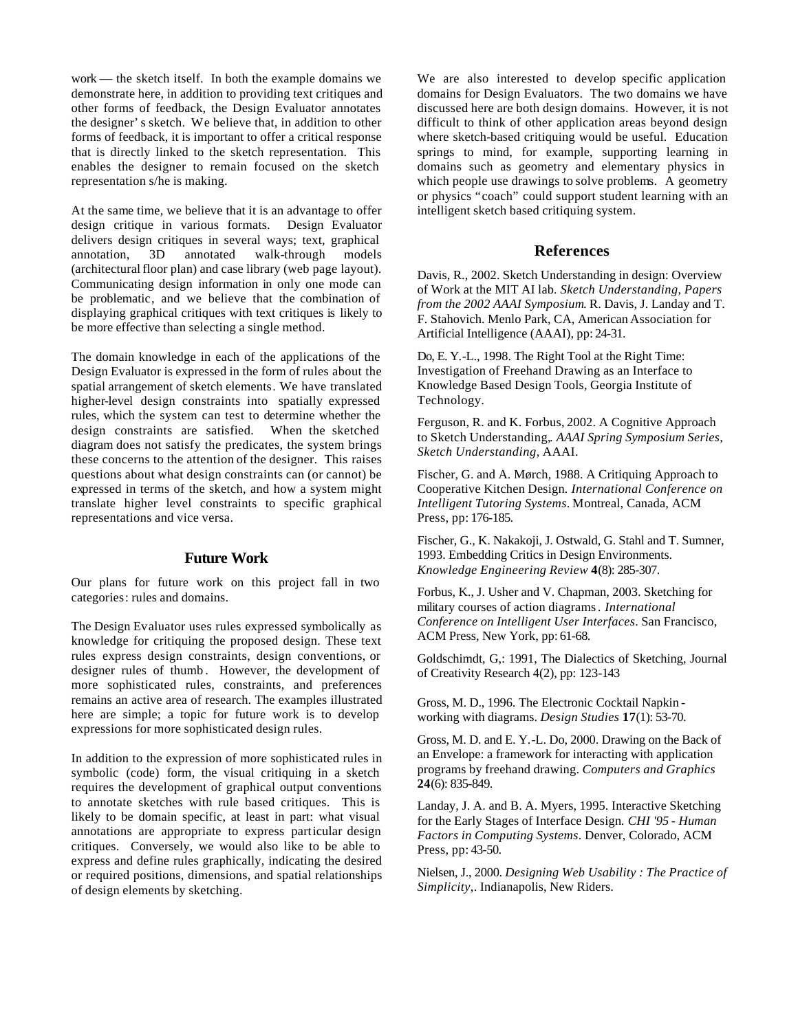work — the sketch itself. In both the example domains we demonstrate here, in addition to providing text critiques and other forms of feedback, the Design Evaluator annotates the designer's sketch. We believe that, in addition to other forms of feedback, it is important to offer a critical response that is directly linked to the sketch representation. This enables the designer to remain focused on the sketch representation s/he is making.

At the same time, we believe that it is an advantage to offer design critique in various formats. Design Evaluator delivers design critiques in several ways; text, graphical annotation, 3D annotated walk-through models (architectural floor plan) and case library (web page layout). Communicating design information in only one mode can be problematic, and we believe that the combination of displaying graphical critiques with text critiques is likely to be more effective than selecting a single method.

The domain knowledge in each of the applications of the Design Evaluator is expressed in the form of rules about the spatial arrangement of sketch elements. We have translated higher-level design constraints into spatially expressed rules, which the system can test to determine whether the design constraints are satisfied. When the sketched diagram does not satisfy the predicates, the system brings these concerns to the attention of the designer. This raises questions about what design constraints can (or cannot) be expressed in terms of the sketch, and how a system might translate higher level constraints to specific graphical representations and vice versa.

## Future Work

Our plans for future work on this project fall in two categories: rules and domains.

The Design Evaluator uses rules expressed symbolically as knowledge for critiquing the proposed design. These text rules express design constraints, design conventions, or designer rules of thumb. However, the development of more sophisticated rules, constraints, and preferences remains an active area of research. The examples illustrated here are simple; a topic for future work is to develop expressions for more sophisticated design rules.

In addition to the expression of more sophisticated rules in symbolic (code) form, the visual critiquing in a sketch requires the development of graphical output conventions to annotate sketches with rule based critiques. This is likely to be domain specific, at least in part: what visual annotations are appropriate to express particular design critiques. Conversely, we would also like to be able to express and define rules graphically, indicating the desired or required positions, dimensions, and spatial relationships of design elements by sketching.

We are also interested to develop specific application domains for Design Evaluators. The two domains we have discussed here are both design domains. However, it is not difficult to think of other application areas beyond design where sketch-based critiquing would be useful. Education springs to mind, for example, supporting learning in domains such as geometry and elementary physics in which people use drawings to solve problems. A geometry or physics "coach" could support student learning with an intelligent sketch based critiquing system.

## References

Davis, R., 2002. Sketch Understanding in design: Overview of Work at the MIT AI lab. *Sketch Understanding, Papers from the 2002 AAAI Symposium*. R. Davis, J. Landay and T. F. Stahovich. Menlo Park, CA, American Association for Artificial Intelligence (AAAI), pp: 24-31.

Do, E. Y.-L., 1998. The Right Tool at the Right Time: Investigation of Freehand Drawing as an Interface to Knowledge Based Design Tools, Georgia Institute of Technology.

Ferguson, R. and K. Forbus, 2002. A Cognitive Approach to Sketch Understanding,. *AAAI Spring Symposium Series, Sketch Understanding*, AAAI.

Fischer, G. and A. Mørch, 1988. A Critiquing Approach to Cooperative Kitchen Design. *International Conference on Intelligent Tutoring Systems*. Montreal, Canada, ACM Press, pp: 176-185.

Fischer, G., K. Nakakoji, J. Ostwald, G. Stahl and T. Sumner, 1993. Embedding Critics in Design Environments. *Knowledge Engineering Review* **4**(8): 285-307.

Forbus, K., J. Usher and V. Chapman, 2003. Sketching for military courses of action diagrams. *International Conference on Intelligent User Interfaces*. San Francisco, ACM Press, New York, pp: 61-68.

Goldschimdt, G,: 1991, The Dialectics of Sketching, Journal of Creativity Research 4(2), pp: 123-143

Gross, M. D., 1996. The Electronic Cocktail Napkin - working with diagrams. *Design Studies* **17**(1): 53-70.

Gross, M. D. and E. Y.-L. Do, 2000. Drawing on the Back of an Envelope: a framework for interacting with application programs by freehand drawing. *Computers and Graphics* **24**(6): 835-849.

Landay, J. A. and B. A. Myers, 1995. Interactive Sketching for the Early Stages of Interface Design. *CHI '95 - Human Factors in Computing Systems*. Denver, Colorado, ACM Press, pp: 43-50.

Nielsen, J., 2000. *Designing Web Usability : The Practice of Simplicity,*. Indianapolis, New Riders.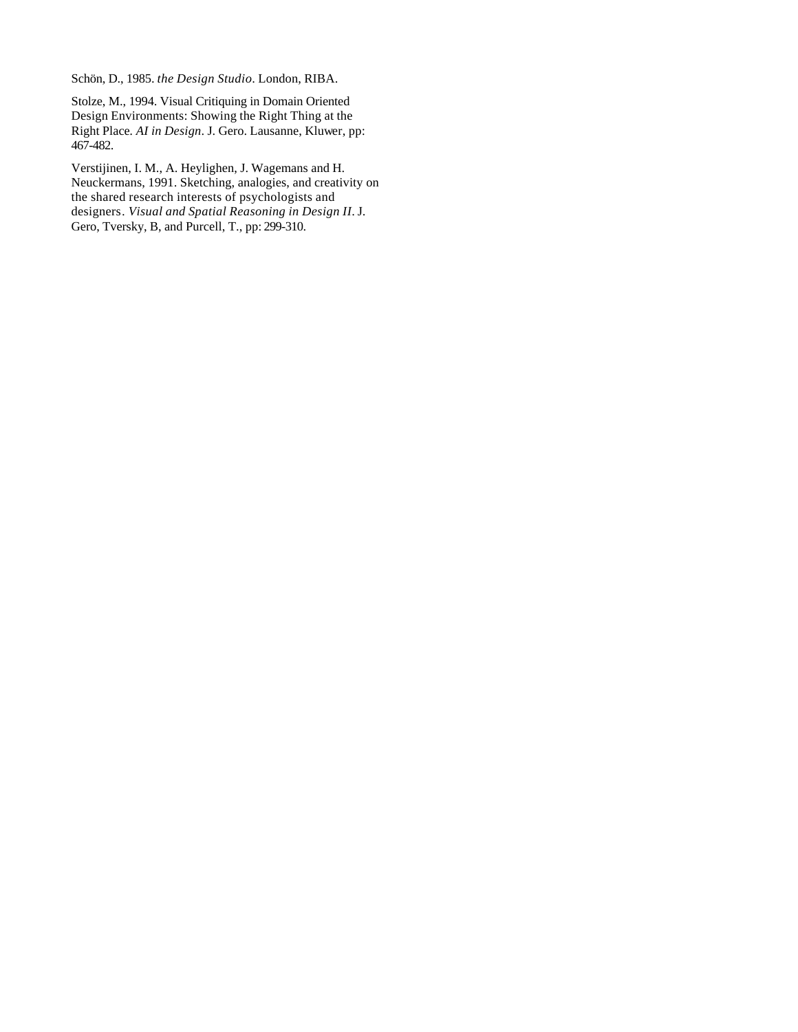Schön, D., 1985. *the Design Studio*. London, RIBA.

Stolze, M., 1994. Visual Critiquing in Domain Oriented Design Environments: Showing the Right Thing at the Right Place. *AI in Design*. J. Gero. Lausanne, Kluwer, pp: 467-482.

Verstijinen, I. M., A. Heylighen, J. Wagemans and H. Neuckermans, 1991. Sketching, analogies, and creativity on the shared research interests of psychologists and designers. *Visual and Spatial Reasoning in Design II*. J. Gero, Tversky, B, and Purcell, T., pp: 299-310.